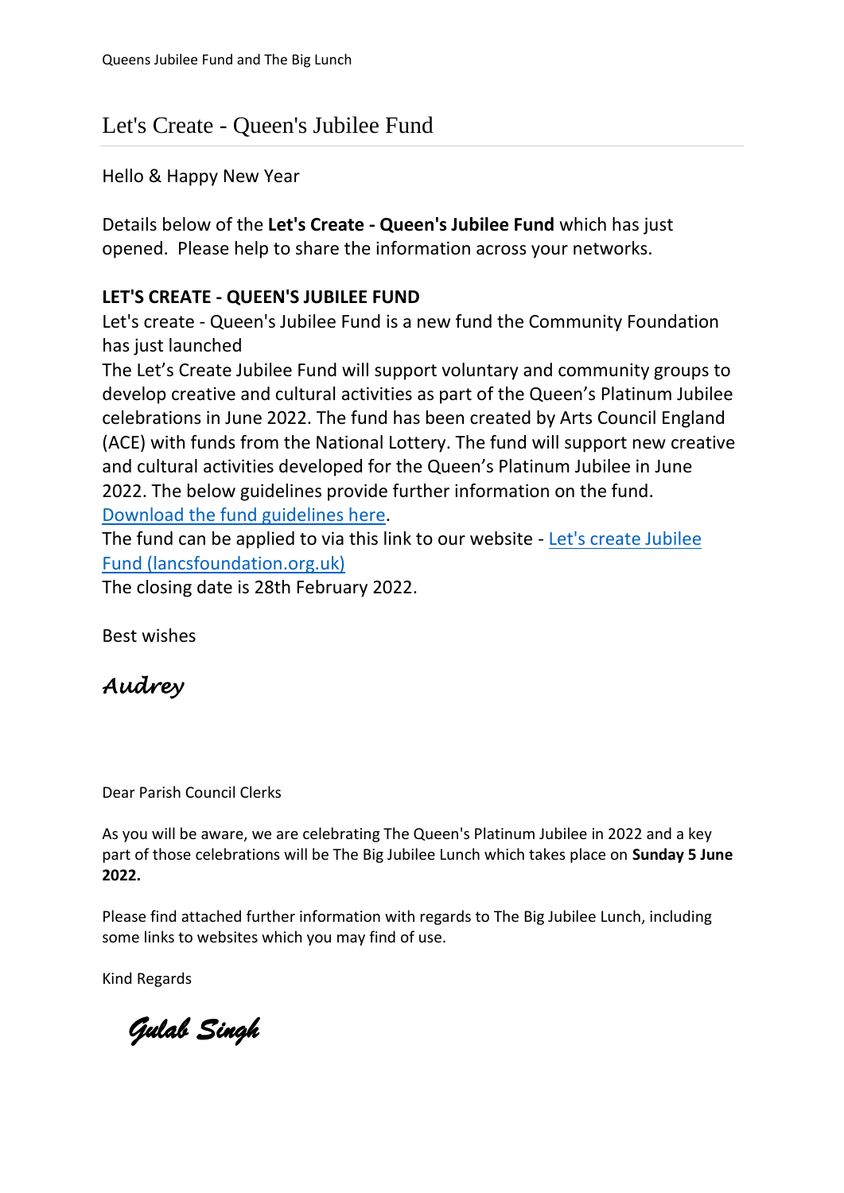# Let's Create - Queen's Jubilee Fund

Hello & Happy New Year

Details below of the **Let's Create - Queen's Jubilee Fund** which has just opened. Please help to share the information across your networks.

**LET'S CREATE - QUEEN'S JUBILEE FUND**

Let's create - Queen's Jubilee Fund is a new fund the Community Foundation has just launched

The Let's Create Jubilee Fund will support voluntary and community groups to develop creative and cultural activities as part of the Queen's Platinum Jubilee celebrations in June 2022. The fund has been created by Arts Council England (ACE) with funds from the National Lottery. The fund will support new creative and cultural activities developed for the Queen's Platinum Jubilee in June 2022. The below guidelines provide further information on the fund. Download the fund guidelines here.

The fund can be applied to via this link to our website - Let's create Jubilee Fund (lancsfoundation.org.uk)

The closing date is 28th February 2022.

Best wishes

*Audrey*

Dear Parish Council Clerks

As you will be aware, we are celebrating The Queen's Platinum Jubilee in 2022 and a key part of those celebrations will be The Big Jubilee Lunch which takes place on **Sunday 5 June 2022.**

Please find attached further information with regards to The Big Jubilee Lunch, including some links to websites which you may find of use.

Kind Regards

*Gulab Singh*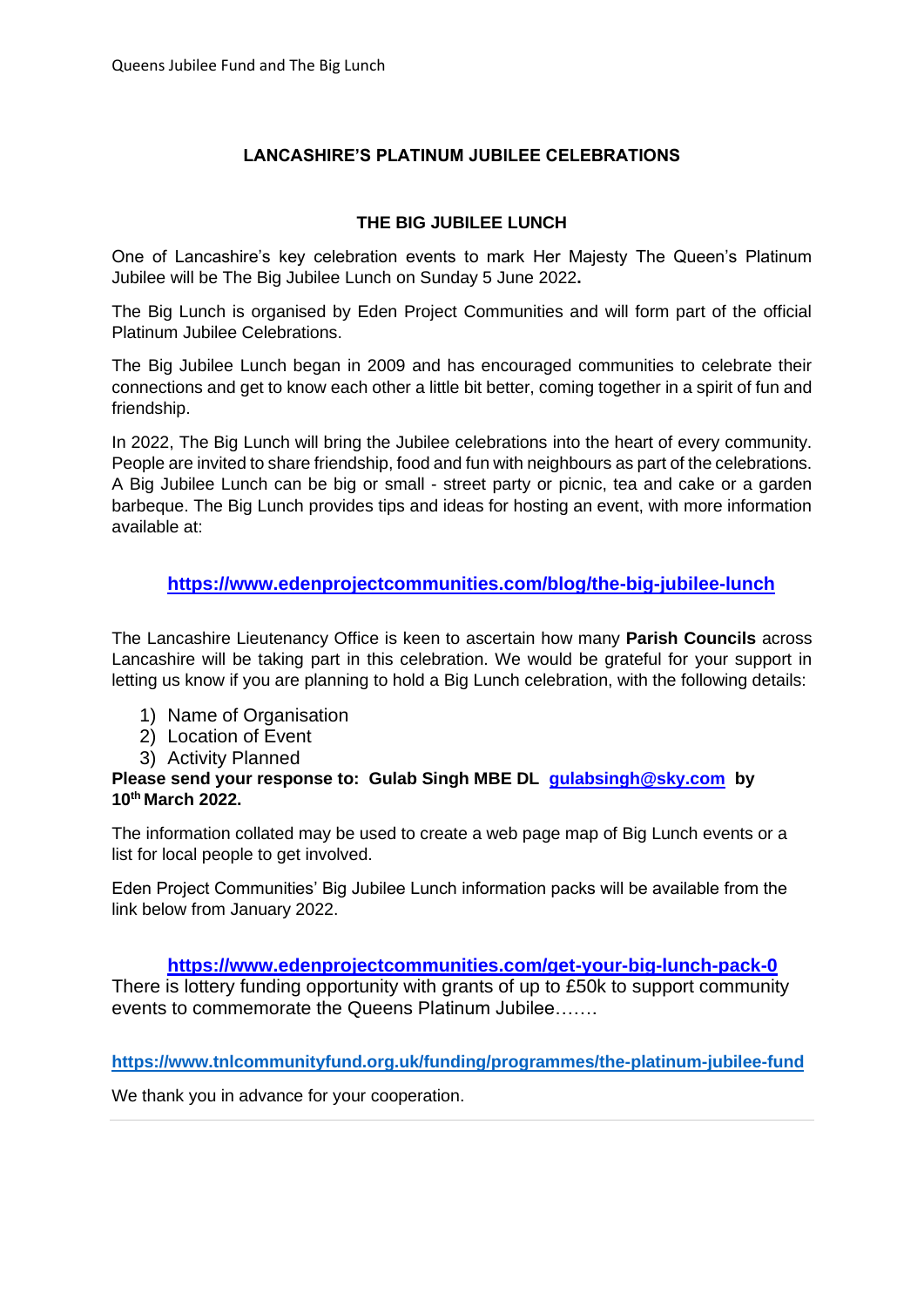## LANCASHIRE'S PLATINUM JUBILEE CELEBRATIONS

### THE BIG JUBILEE LUNCH

One of Lancashire's key celebration events to mark Her Majesty The Queen's Platinum Jubilee will be The Big Jubilee Lunch on Sunday 5 June 2022**.**

The Big Lunch is organised by Eden Project Communities and will form part of the official Platinum Jubilee Celebrations.

The Big Jubilee Lunch began in 2009 and has encouraged communities to celebrate their connections and get to know each other a little bit better, coming together in a spirit of fun and friendship.

In 2022, The Big Lunch will bring the Jubilee celebrations into the heart of every community. People are invited to share friendship, food and fun with neighbours as part of the celebrations. A Big Jubilee Lunch can be big or small - street party or picnic, tea and cake or a garden barbeque. The Big Lunch provides tips and ideas for hosting an event, with more information available at:

**https://www.edenprojectcommunities.com/blog/the-big-jubilee-lunch**

The Lancashire Lieutenancy Office is keen to ascertain how many **Parish Councils** across Lancashire will be taking part in this celebration. We would be grateful for your support in letting us know if you are planning to hold a Big Lunch celebration, with the following details:

1) Name of Organisation
2) Location of Event
3) Activity Planned

**Please send your response to: Gulab Singh MBE DL gulabsingh@sky.com by 10th March 2022.**

The information collated may be used to create a web page map of Big Lunch events or a list for local people to get involved.

Eden Project Communities' Big Jubilee Lunch information packs will be available from the link below from January 2022.

**https://www.edenprojectcommunities.com/get-your-big-lunch-pack-0**

There is lottery funding opportunity with grants of up to £50k to support community events to commemorate the Queens Platinum Jubilee…….

**https://www.tnlcommunityfund.org.uk/funding/programmes/the-platinum-jubilee-fund**

We thank you in advance for your cooperation.